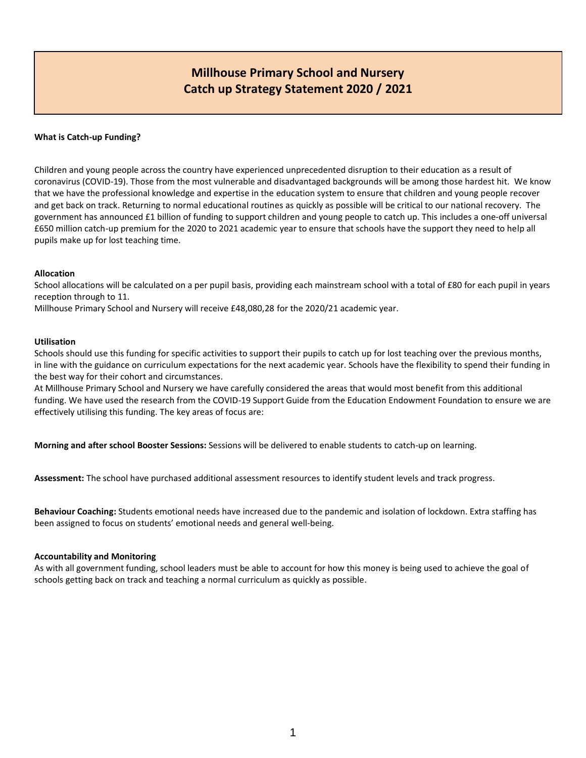# Millhouse Primary School and Nursery
# Catch up Strategy Statement 2020 / 2021

**What is Catch-up Funding?**

Children and young people across the country have experienced unprecedented disruption to their education as a result of coronavirus (COVID-19). Those from the most vulnerable and disadvantaged backgrounds will be among those hardest hit. We know that we have the professional knowledge and expertise in the education system to ensure that children and young people recover and get back on track. Returning to normal educational routines as quickly as possible will be critical to our national recovery. The government has announced £1 billion of funding to support children and young people to catch up. This includes a one-off universal £650 million catch-up premium for the 2020 to 2021 academic year to ensure that schools have the support they need to help all pupils make up for lost teaching time.

**Allocation**

School allocations will be calculated on a per pupil basis, providing each mainstream school with a total of £80 for each pupil in years reception through to 11.

Millhouse Primary School and Nursery will receive £48,080,28 for the 2020/21 academic year.

**Utilisation**

Schools should use this funding for specific activities to support their pupils to catch up for lost teaching over the previous months, in line with the guidance on curriculum expectations for the next academic year. Schools have the flexibility to spend their funding in the best way for their cohort and circumstances.

At Millhouse Primary School and Nursery we have carefully considered the areas that would most benefit from this additional funding. We have used the research from the COVID-19 Support Guide from the Education Endowment Foundation to ensure we are effectively utilising this funding. The key areas of focus are:

**Morning and after school Booster Sessions:** Sessions will be delivered to enable students to catch-up on learning.

**Assessment:** The school have purchased additional assessment resources to identify student levels and track progress.

**Behaviour Coaching:** Students emotional needs have increased due to the pandemic and isolation of lockdown. Extra staffing has been assigned to focus on students' emotional needs and general well-being.

**Accountability and Monitoring**

As with all government funding, school leaders must be able to account for how this money is being used to achieve the goal of schools getting back on track and teaching a normal curriculum as quickly as possible.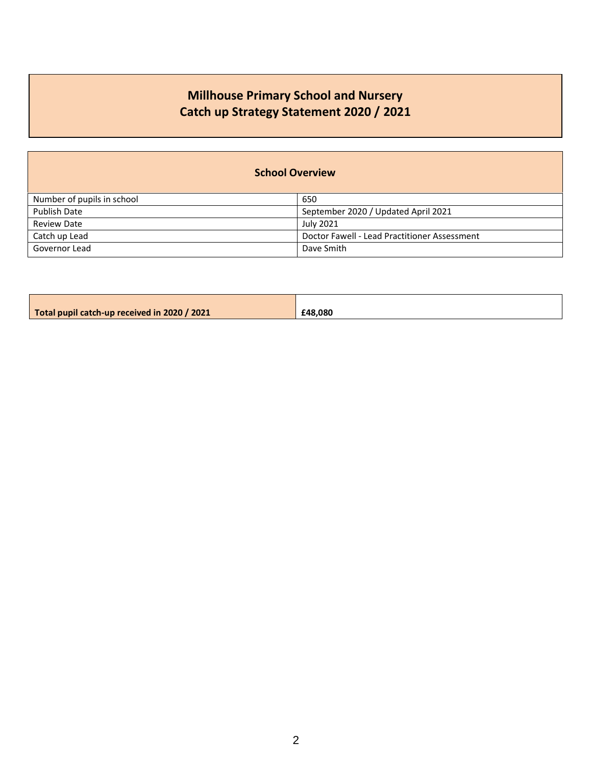# Millhouse Primary School and Nursery
# Catch up Strategy Statement 2020 / 2021

## School Overview

| | |
|---|---|
| Number of pupils in school | 650 |
| Publish Date | September 2020 / Updated April 2021 |
| Review Date | July 2021 |
| Catch up Lead | Doctor Fawell - Lead Practitioner Assessment |
| Governor Lead | Dave Smith |

| | |
|---|---|
| **Total pupil catch-up received in 2020 / 2021** | **£48,080** |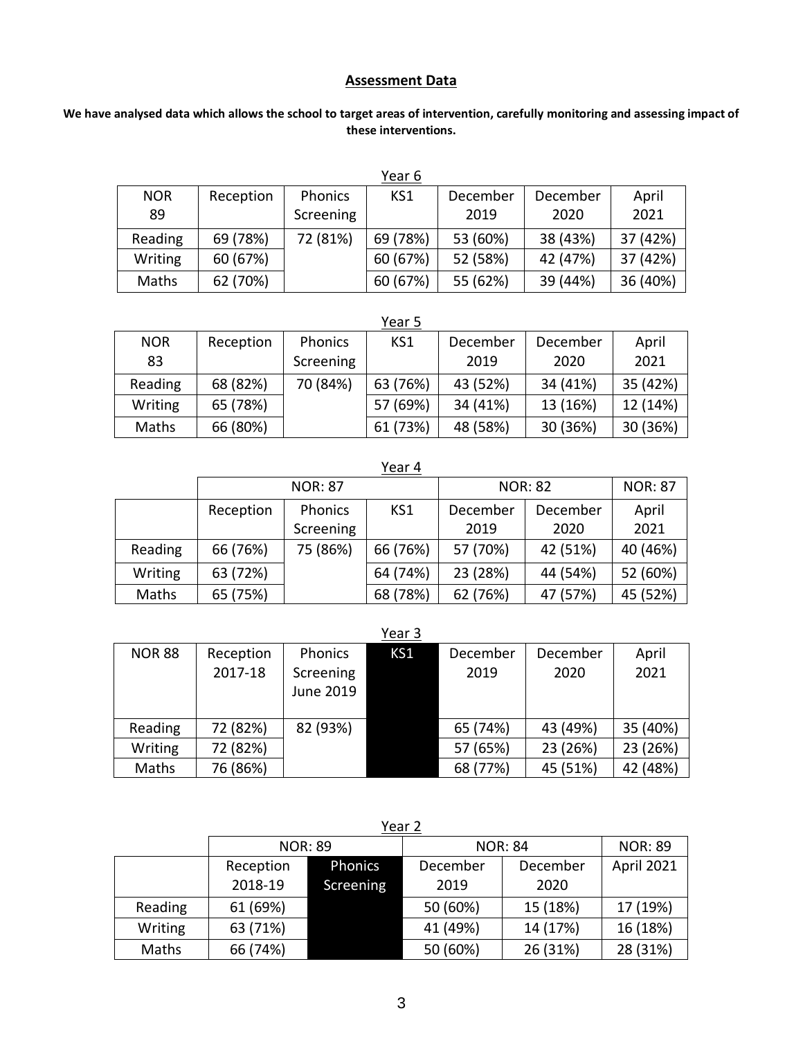## Assessment Data

**We have analysed data which allows the school to target areas of intervention, carefully monitoring and assessing impact of these interventions.**

Year 6

| NOR 89 | Reception | Phonics Screening | KS1 | December 2019 | December 2020 | April 2021 |
|---|---|---|---|---|---|---|
| Reading | 69 (78%) | 72 (81%) | 69 (78%) | 53 (60%) | 38 (43%) | 37 (42%) |
| Writing | 60 (67%) | | 60 (67%) | 52 (58%) | 42 (47%) | 37 (42%) |
| Maths | 62 (70%) | | 60 (67%) | 55 (62%) | 39 (44%) | 36 (40%) |

Year 5

| NOR 83 | Reception | Phonics Screening | KS1 | December 2019 | December 2020 | April 2021 |
|---|---|---|---|---|---|---|
| Reading | 68 (82%) | 70 (84%) | 63 (76%) | 43 (52%) | 34 (41%) | 35 (42%) |
| Writing | 65 (78%) | | 57 (69%) | 34 (41%) | 13 (16%) | 12 (14%) |
| Maths | 66 (80%) | | 61 (73%) | 48 (58%) | 30 (36%) | 30 (36%) |

Year 4

| | NOR: 87 | | | NOR: 82 | | NOR: 87 |
|---|---|---|---|---|---|---|
| | Reception | Phonics Screening | KS1 | December 2019 | December 2020 | April 2021 |
| Reading | 66 (76%) | 75 (86%) | 66 (76%) | 57 (70%) | 42 (51%) | 40 (46%) |
| Writing | 63 (72%) | | 64 (74%) | 23 (28%) | 44 (54%) | 52 (60%) |
| Maths | 65 (75%) | | 68 (78%) | 62 (76%) | 47 (57%) | 45 (52%) |

Year 3

| NOR 88 | Reception 2017-18 | Phonics Screening June 2019 | KS1 | December 2019 | December 2020 | April 2021 |
|---|---|---|---|---|---|---|
| Reading | 72 (82%) | 82 (93%) | | 65 (74%) | 43 (49%) | 35 (40%) |
| Writing | 72 (82%) | | | 57 (65%) | 23 (26%) | 23 (26%) |
| Maths | 76 (86%) | | | 68 (77%) | 45 (51%) | 42 (48%) |

Year 2

| | NOR: 89 | | NOR: 84 | | NOR: 89 |
|---|---|---|---|---|---|
| | Reception 2018-19 | Phonics Screening | December 2019 | December 2020 | April 2021 |
| Reading | 61 (69%) | | 50 (60%) | 15 (18%) | 17 (19%) |
| Writing | 63 (71%) | | 41 (49%) | 14 (17%) | 16 (18%) |
| Maths | 66 (74%) | | 50 (60%) | 26 (31%) | 28 (31%) |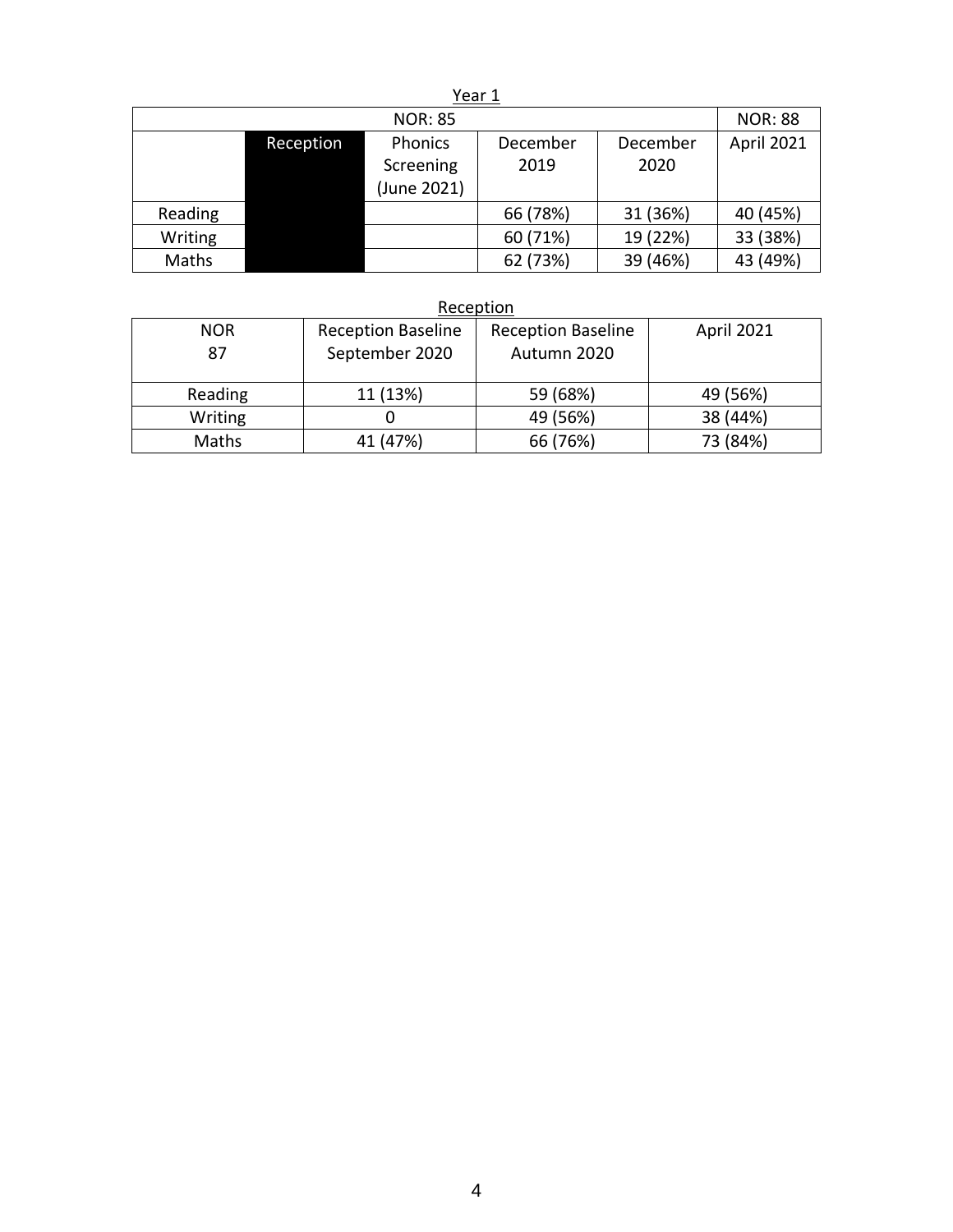Year 1

| NOR: 85 | | | | | NOR: 88 |
|---|---|---|---|---|---|
| | Reception | Phonics Screening (June 2021) | December 2019 | December 2020 | April 2021 |
| Reading | | | 66 (78%) | 31 (36%) | 40 (45%) |
| Writing | | | 60 (71%) | 19 (22%) | 33 (38%) |
| Maths | | | 62 (73%) | 39 (46%) | 43 (49%) |

Reception

| NOR 87 | Reception Baseline September 2020 | Reception Baseline Autumn 2020 | April 2021 |
|---|---|---|---|
| Reading | 11 (13%) | 59 (68%) | 49 (56%) |
| Writing | 0 | 49 (56%) | 38 (44%) |
| Maths | 41 (47%) | 66 (76%) | 73 (84%) |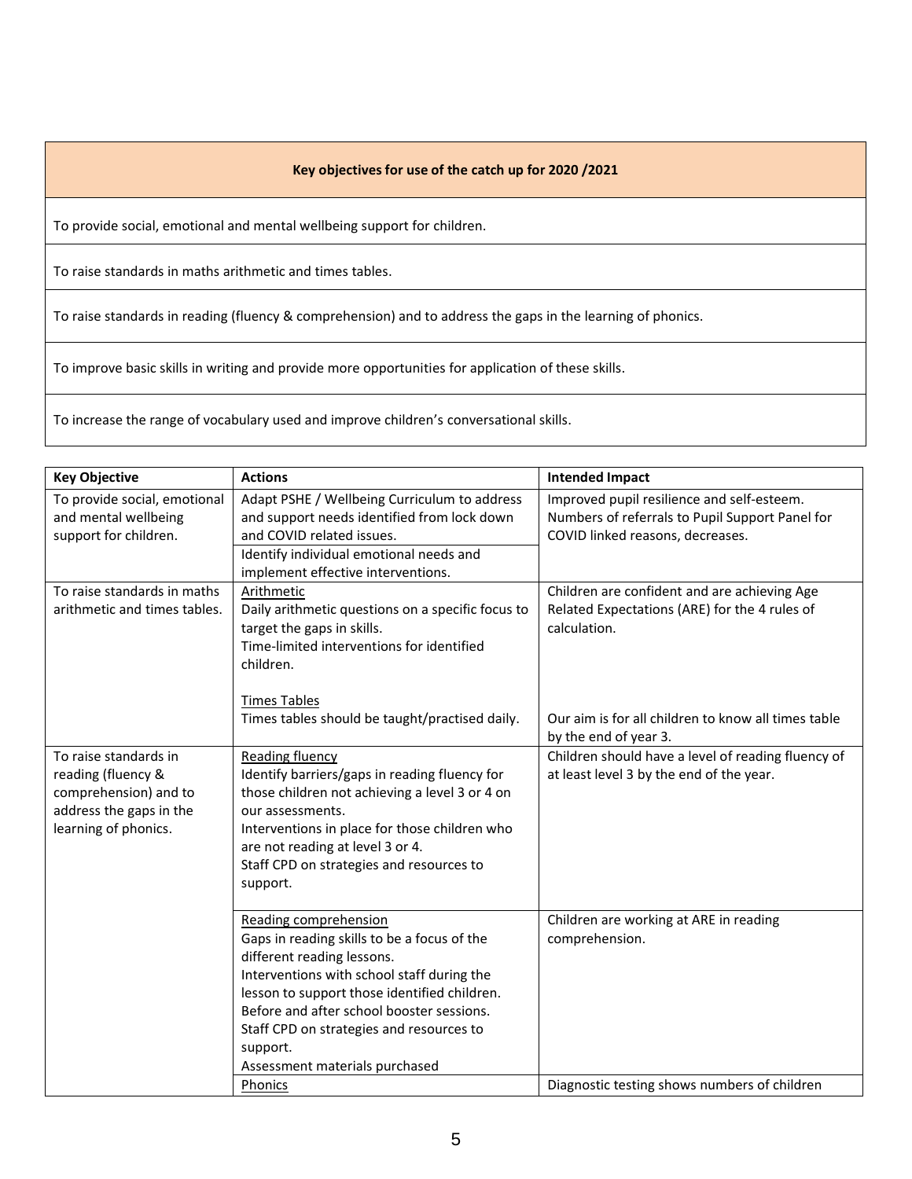| Key objectives for use of the catch up for 2020 /2021 |
|---|
| To provide social, emotional and mental wellbeing support for children. |
| To raise standards in maths arithmetic and times tables. |
| To raise standards in reading (fluency & comprehension) and to address the gaps in the learning of phonics. |
| To improve basic skills in writing and provide more opportunities for application of these skills. |
| To increase the range of vocabulary used and improve children's conversational skills. |

| Key Objective | Actions | Intended Impact |
|---|---|---|
| To provide social, emotional and mental wellbeing support for children. | Adapt PSHE / Wellbeing Curriculum to address and support needs identified from lock down and COVID related issues. | Improved pupil resilience and self-esteem. Numbers of referrals to Pupil Support Panel for COVID linked reasons, decreases. |
| | Identify individual emotional needs and implement effective interventions. | |
| To raise standards in maths arithmetic and times tables. | Arithmetic<br>Daily arithmetic questions on a specific focus to target the gaps in skills.<br>Time-limited interventions for identified children. | Children are confident and are achieving Age Related Expectations (ARE) for the 4 rules of calculation. |
| | Times Tables<br>Times tables should be taught/practised daily. | Our aim is for all children to know all times table by the end of year 3. |
| To raise standards in reading (fluency & comprehension) and to address the gaps in the learning of phonics. | Reading fluency<br>Identify barriers/gaps in reading fluency for those children not achieving a level 3 or 4 on our assessments.<br>Interventions in place for those children who are not reading at level 3 or 4.<br>Staff CPD on strategies and resources to support. | Children should have a level of reading fluency of at least level 3 by the end of the year. |
| | Reading comprehension<br>Gaps in reading skills to be a focus of the different reading lessons.<br>Interventions with school staff during the lesson to support those identified children.<br>Before and after school booster sessions.<br>Staff CPD on strategies and resources to support.<br>Assessment materials purchased | Children are working at ARE in reading comprehension. |
| | Phonics | Diagnostic testing shows numbers of children |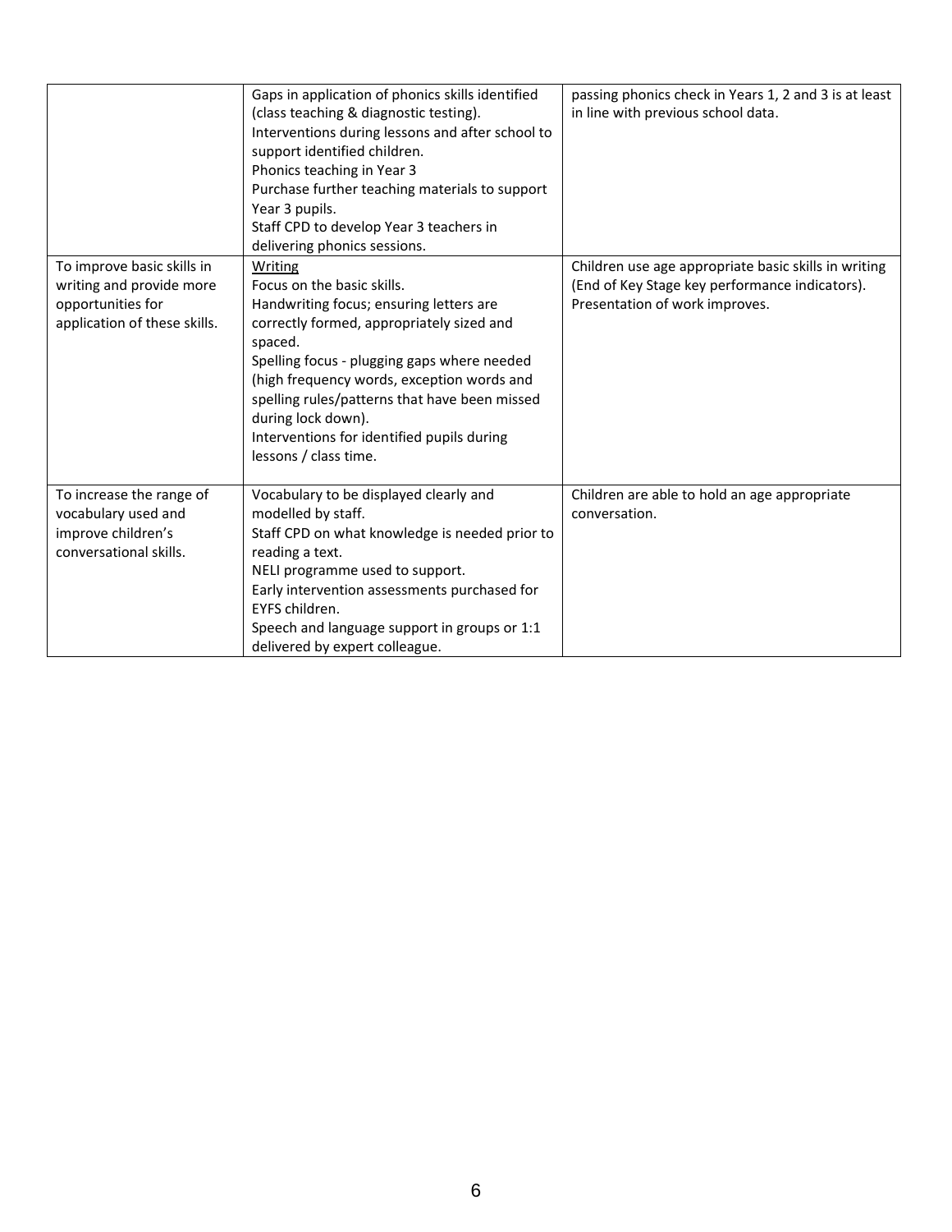| | | |
|---|---|---|
| | Gaps in application of phonics skills identified (class teaching & diagnostic testing).<br>Interventions during lessons and after school to support identified children.<br>Phonics teaching in Year 3<br>Purchase further teaching materials to support Year 3 pupils.<br>Staff CPD to develop Year 3 teachers in delivering phonics sessions. | passing phonics check in Years 1, 2 and 3 is at least in line with previous school data. |
| To improve basic skills in writing and provide more opportunities for application of these skills. | Writing<br>Focus on the basic skills.<br>Handwriting focus; ensuring letters are correctly formed, appropriately sized and spaced.<br>Spelling focus - plugging gaps where needed (high frequency words, exception words and spelling rules/patterns that have been missed during lock down).<br>Interventions for identified pupils during lessons / class time. | Children use age appropriate basic skills in writing (End of Key Stage key performance indicators).<br>Presentation of work improves. |
| To increase the range of vocabulary used and improve children's conversational skills. | Vocabulary to be displayed clearly and modelled by staff.<br>Staff CPD on what knowledge is needed prior to reading a text.<br>NELI programme used to support.<br>Early intervention assessments purchased for EYFS children.<br>Speech and language support in groups or 1:1 delivered by expert colleague. | Children are able to hold an age appropriate conversation. |